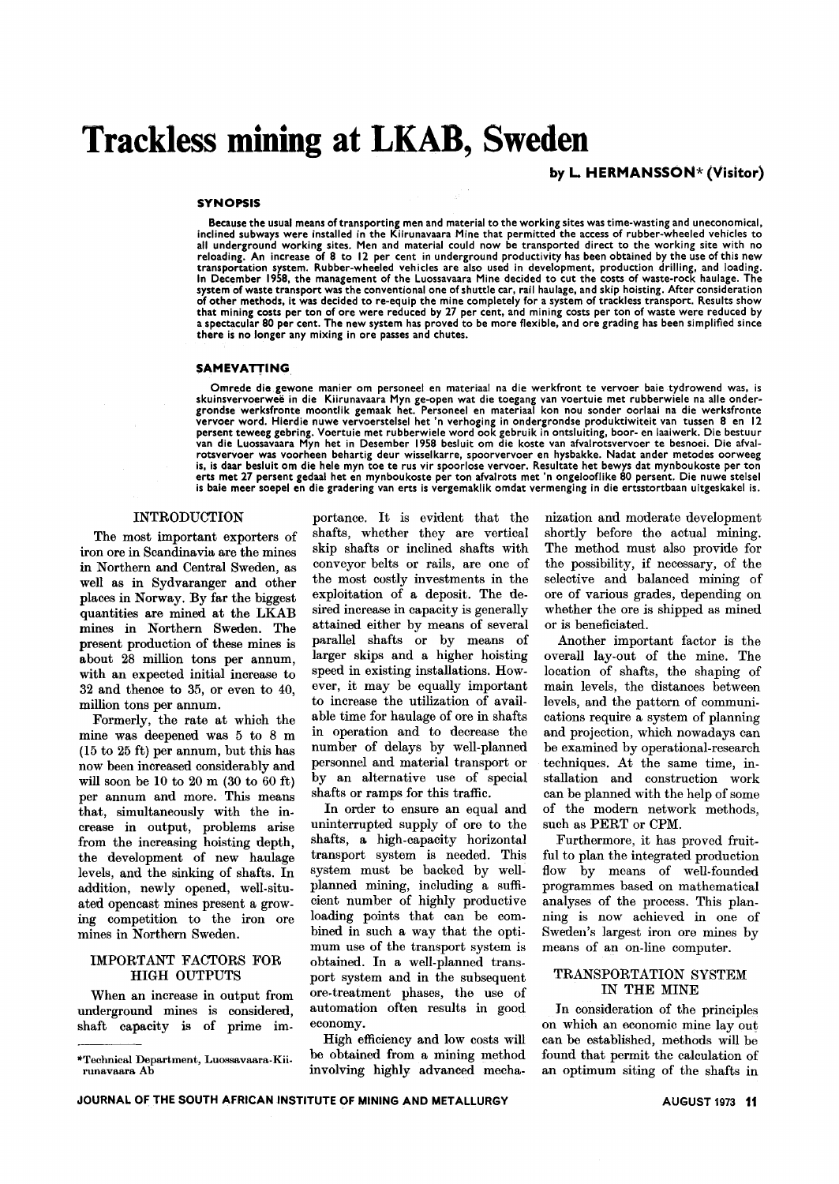# Trackless mining at LKAB, Sweden

**by L. HERMANSSON\* (Visitor)**

### SYNOPSIS

**Because the usual means of transporting men and material to the working sites was time-wasting and uneconomical, inclined subways were installed in the Kiirunavaara Mine that permitted the access of rubber-wheeled vehicles to all underground working sites. Men and material could now be transported direct to the working site with no reloading. An increase of 8 to 12 per cent in underground productivity has been obtained by the use of this new transportation system. Rubber-wheeled vehicles are also used in development, production drilling, and loading. In December 1958, the management of the Luossavaara Mine decided to cut the costs of waste-rock haulage. The system of waste transport was the conventional one of shuttle car, rail haulage, and skip hoisting. After consideration of other methods, it was decided to re-equip the mine completely for a system of trackless transport. Results show that mining costs per ton of ore were reduced by 27 per cent, and mining costs per ton of waste were reduced by a spectacular 80 per cent. The new system has proved to be more flexible, and ore grading has been simplified since there is no longer any mixing in ore passes and chutes.**

### SAMEVATTING

**Omrede die gewone manier om personeel en materiaal na die werkfront te vervoer baie tydrowend was, is skuinsvervoerweë in die Kiirunavaara Myn ge-open wat die toegang van voertuie met rubberwiele na alle ondergrondse werksfronte moontlik gemaak het. Personeel en materiaal kon nou sonder oorlaai na die werksfronte vervoer word. Hierdie nuwe vervoerstelsel het 'n verhoging in ondergrondse produktiwiteit van tussen 8 en 12 persent teweeg gebring. Voertuie met rubberwiele word ook gebruik in ontsluiting, boor- en laaiwerk. Die bestuur van die Luossavaara Myn het in Desember 1958 besluit om die koste van afvalrotsvervoer te besnoei. Die afvalrotsvervoer was voorheen behartig deur wisselkarre, spoorvervoer en hysbakke. Nadat ander metodes oorweeg is, is daar besluit om die hele myn toe te rus vir spoorlose vervoer. Resultate het bewys dat mynboukoste per ton erts met 27 persent gedaal het en mynboukoste per ton afvalrots met 'n ongelooflike 80 persent. Die nuwe stelsel is baie meer soepel en die gradering van erts is vergemaklik omdat vermenging in die ertsstortbaan uitgeskakel is.**

## INTRODUCTION

The most important exporters of iron ore in Scandinavia are the mines in Northern and Central Sweden, as well as in Sydvaranger and other places in Norway. By far the biggest quantities are mined at the LKAB mines in Northern Sweden. The present production of these mines is about 28 million tons per annum, with an expected initial increase to 32 and thence to 35, or even to 40, million tons per annum.

Formerly, the rate at which the mine was deepened was 5 to 8 m (15 to 25 ft) per annum, but this has now been increased considerably and will soon be 10 to 20 m (30 to 60 ft) per annum and more. This means that, simultaneously with the increase in output, problems arise from the increasing hoisting depth, the development of new haulage levels, and the sinking of shafts. In addition, newly opened, well-situated opencast mines present a growing competition to the iron ore mines in Northern Sweden.

## IMPORTANT FACTORS FOR HIGH OUTPUTS

When an increase in output from underground mines is considered, shaft capacity is of prime importance. It is evident that the shafts, whether they are vertical skip shafts or inclined shafts with conveyor belts or rails, are one of the most costly investments in the exploitation of a deposit. The desired increase in capacity is generally attained either by means of several parallel shafts or by means of larger skips and a higher hoisting speed in existing installations. However, it may be equally important to increase the utilization of available time for haulage of ore in shafts in operation and to decrease the number of delays by well-planned personnel and material transport or by an alternative use of special shafts or ramps for this traffic.

In order to ensure an equal and uninterrupted supply of ore to the shafts, a high-capacity horizontal transport system is needed. This system must be backed by well-planned mining, including a sufficient number of highly productive loading points that can be combined in such a way that the optimum use of the transport system is obtained. In a well-planned transport system and in the subsequent ore-treatment phases, the use of automation often results in good economy.

High efficiency and low costs will be obtained from a mining method involving highly advanced mechanization and moderate development shortly before the actual mining. The method must also provide for the possibility, if necessary, of the selective and balanced mining of ore of various grades, depending on whether the ore is shipped as mined or is beneficiated.

Another important factor is the overall lay-out of the mine. The location of shafts, the shaping of main levels, the distances between levels, and the pattern of communications require a system of planning and projection, which nowadays can be examined by operational-research techniques. At the same time, installation and construction work can be planned with the help of some of the modern network methods, such as PERT or CPM.

Furthermore, it has proved fruitful to plan the integrated production flow by means of well-founded programmes based on mathematical analyses of the process. This planning is now achieved in one of Sweden's largest iron ore mines by means of an on-line computer.

## TRANSPORTATION SYSTEM IN THE MINE

In consideration of the principles on which an economic mine lay out can be established, methods will be found that permit the calculation of an optimum siting of the shafts in

\*Technical Department, Luossavaara-Kiirunavaara Ab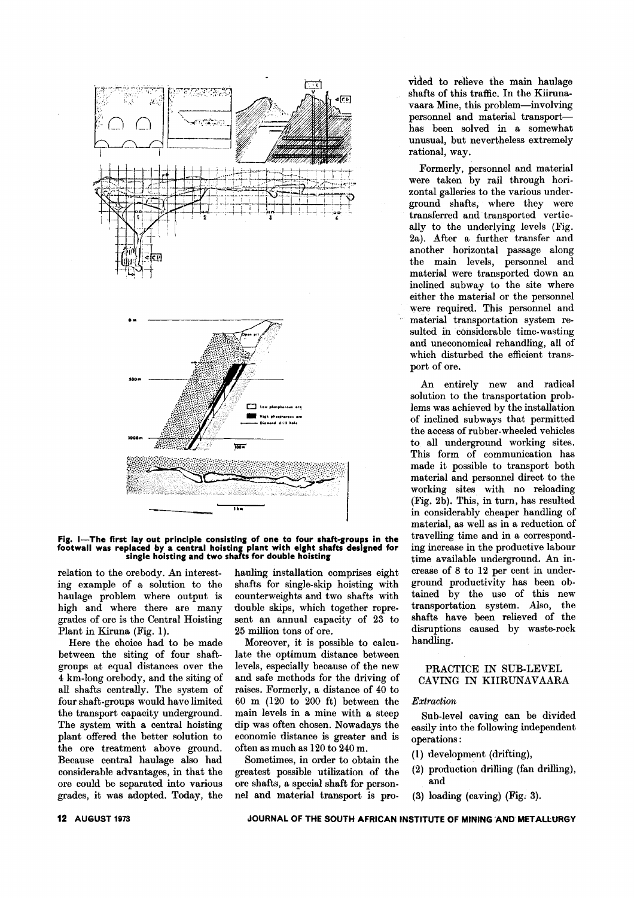Fig. 1—The first lay out principle consisting of one to four shaft-groups in the footwall was replaced by a central hoisting plant with eight shafts designed for single hoisting and two shafts for double hoisting

relation to the orebody. An interesting example of a solution to the haulage problem where output is high and where there are many grades of ore is the Central Hoisting Plant in Kiruna (Fig. 1).

Here the choice had to be made between the siting of four shaft-groups at equal distances over the 4 km-long orebody, and the siting of all shafts centrally. The system of four shaft-groups would have limited the transport capacity underground. The system with a central hoisting plant offered the better solution to the ore treatment above ground. Because central haulage also had considerable advantages, in that the ore could be separated into various grades, it was adopted. Today, the hauling installation comprises eight shafts for single-skip hoisting with counterweights and two shafts with double skips, which together represent an annual capacity of 23 to 25 million tons of ore.

Moreover, it is possible to calculate the optimum distance between levels, especially because of the new and safe methods for the driving of raises. Formerly, a distance of 40 to 60 m (120 to 200 ft) between the main levels in a mine with a steep dip was often chosen. Nowadays the economic distance is greater and is often as much as 120 to 240 m.

Sometimes, in order to obtain the greatest possible utilization of the ore shafts, a special shaft for personnel and material transport is provided to relieve the main haulage shafts of this traffic. In the Kiirunavaara Mine, this problem—involving personnel and material transport—has been solved in a somewhat unusual, but nevertheless extremely rational, way.

Formerly, personnel and material were taken by rail through horizontal galleries to the various underground shafts, where they were transferred and transported vertically to the underlying levels (Fig. 2a). After a further transfer and another horizontal passage along the main levels, personnel and material were transported down an inclined subway to the site where either the material or the personnel were required. This personnel and material transportation system resulted in considerable time-wasting and uneconomical rehandling, all of which disturbed the efficient transport of ore.

An entirely new and radical solution to the transportation problems was achieved by the installation of inclined subways that permitted the access of rubber-wheeled vehicles to all underground working sites. This form of communication has made it possible to transport both material and personnel direct to the working sites with no reloading (Fig. 2b). This, in turn, has resulted in considerably cheaper handling of material, as well as in a reduction of travelling time and in a corresponding increase in the productive labour time available underground. An increase of 8 to 12 per cent in underground productivity has been obtained by the use of this new transportation system. Also, the shafts have been relieved of the disruptions caused by waste-rock handling.

## PRACTICE IN SUB-LEVEL CAVING IN KIIRUNAVAARA

### *Extraction*

Sub-level caving can be divided easily into the following independent operations:

(1) development (drifting),

(2) production drilling (fan drilling), and

(3) loading (caving) (Fig. 3).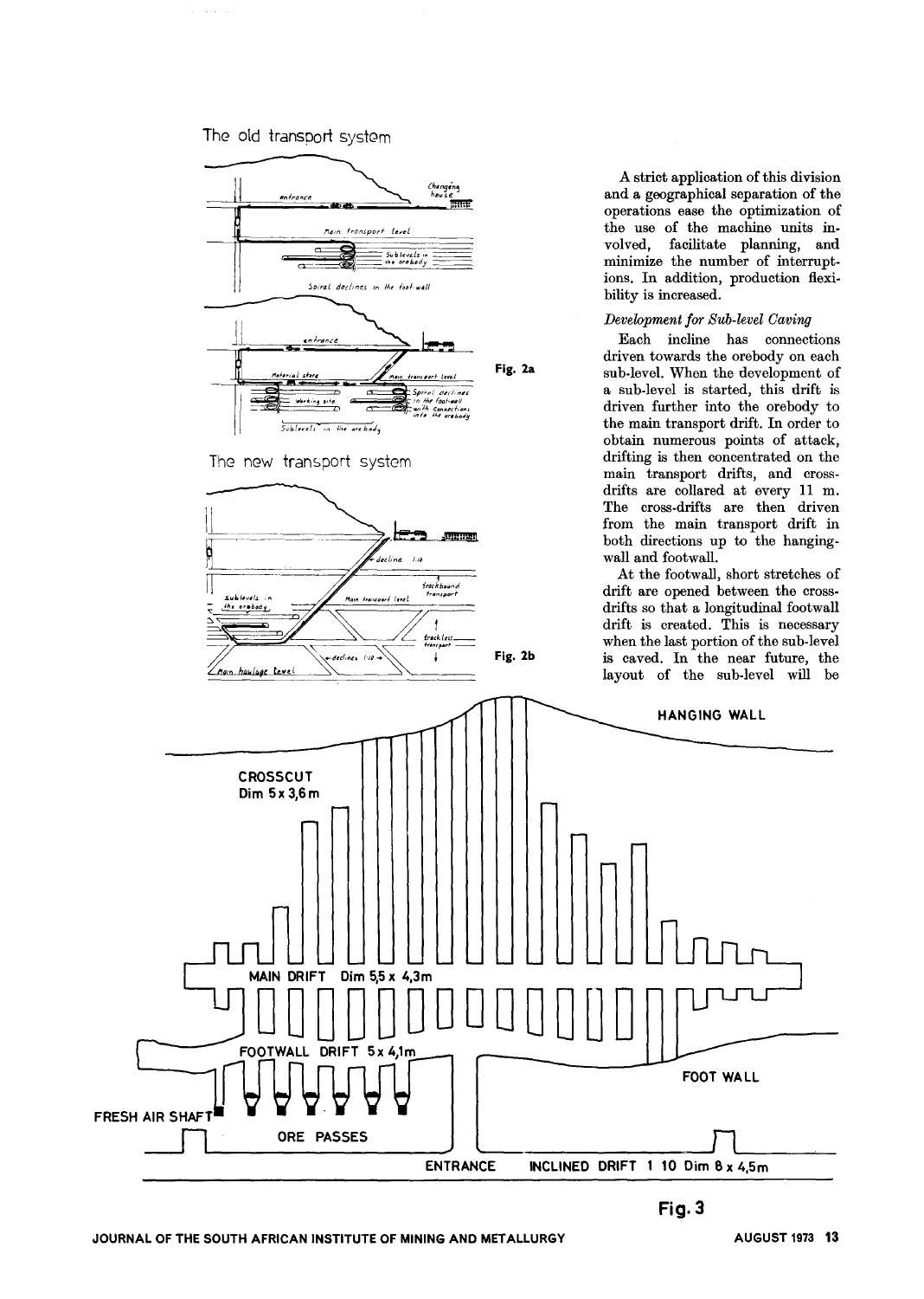The old transport system

The new transport system

Fig. 2a

Fig. 2b

A strict application of this division and a geographical separation of the operations ease the optimization of the use of the machine units involved, facilitate planning, and minimize the number of interruptions. In addition, production flexibility is increased.

### *Development for Sub-level Caving*

Each incline has connections driven towards the orebody on each sub-level. When the development of a sub-level is started, this drift is driven further into the orebody to the main transport drift. In order to obtain numerous points of attack, drifting is then concentrated on the main transport drifts, and cross-drifts are collared at every 11 m. The cross-drifts are then driven from the main transport drift in both directions up to the hanging-wall and footwall.

At the footwall, short stretches of drift are opened between the cross-drifts so that a longitudinal footwall drift is created. This is necessary when the last portion of the sub-level is caved. In the near future, the layout of the sub-level will be

Fig. 3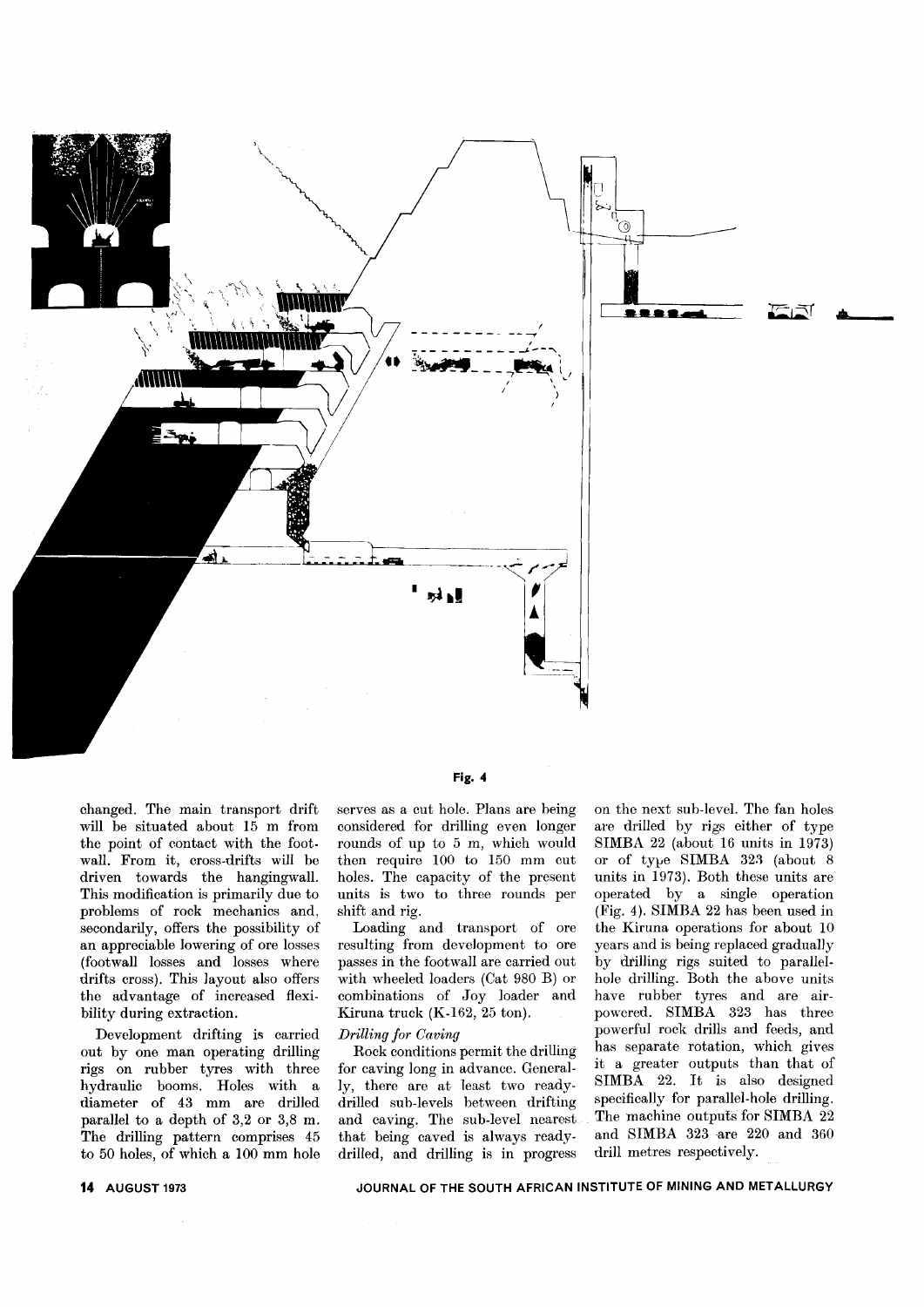Fig. 4

changed. The main transport drift will be situated about 15 m from the point of contact with the footwall. From it, cross-drifts will be driven towards the hangingwall. This modification is primarily due to problems of rock mechanics and, secondarily, offers the possibility of an appreciable lowering of ore losses (footwall losses and losses where drifts cross). This layout also offers the advantage of increased flexibility during extraction.

Development drifting is carried out by one man operating drilling rigs on rubber tyres with three hydraulic booms. Holes with a diameter of 43 mm are drilled parallel to a depth of 3,2 or 3,8 m. The drilling pattern comprises 45 to 50 holes, of which a 100 mm hole serves as a cut hole. Plans are being considered for drilling even longer rounds of up to 5 m, which would then require 100 to 150 mm cut holes. The capacity of the present units is two to three rounds per shift and rig.

Loading and transport of ore resulting from development to ore passes in the footwall are carried out with wheeled loaders (Cat 980 B) or combinations of Joy loader and Kiruna truck (K-162, 25 ton).

### *Drilling for Caving*

Rock conditions permit the drilling for caving long in advance. Generally, there are at least two ready-drilled sub-levels between drifting and caving. The sub-level nearest that being caved is always ready-drilled, and drilling is in progress on the next sub-level. The fan holes are drilled by rigs either of type SIMBA 22 (about 16 units in 1973) or of type SIMBA 323 (about 8 units in 1973). Both these units are operated by a single operation (Fig. 4). SIMBA 22 has been used in the Kiruna operations for about 10 years and is being replaced gradually by drilling rigs suited to parallel-hole drilling. Both the above units have rubber tyres and are air-powered. SIMBA 323 has three powerful rock drills and feeds, and has separate rotation, which gives it a greater outputs than that of SIMBA 22. It is also designed specifically for parallel-hole drilling. The machine outputs for SIMBA 22 and SIMBA 323 are 220 and 360 drill metres respectively.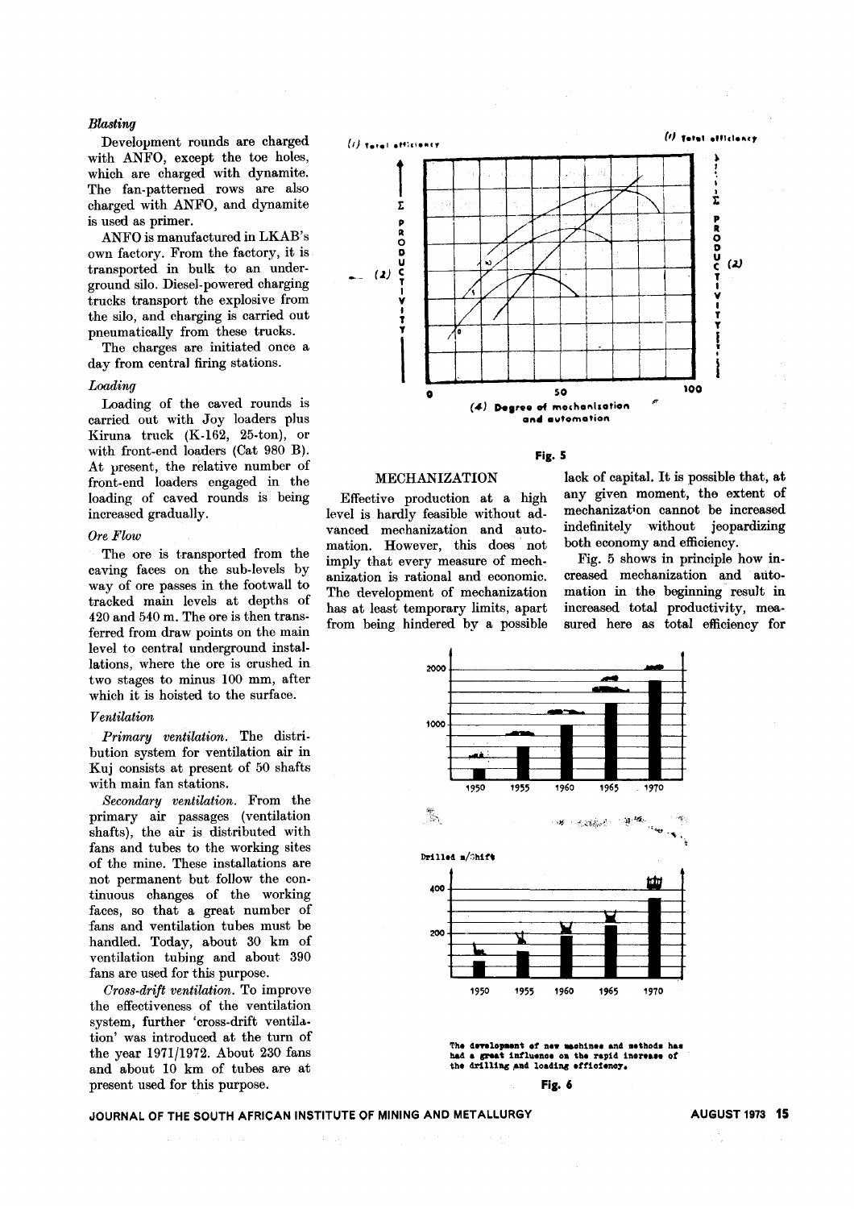*Blasting*

Development rounds are charged with ANFO, except the toe holes, which are charged with dynamite. The fan-patterned rows are also charged with ANFO, and dynamite is used as primer.

ANFO is manufactured in LKAB's own factory. From the factory, it is transported in bulk to an underground silo. Diesel-powered charging trucks transport the explosive from the silo, and charging is carried out pneumatically from these trucks.

The charges are initiated once a day from central firing stations.

*Loading*

Loading of the caved rounds is carried out with Joy loaders plus Kiruna truck (K-162, 25-ton), or with front-end loaders (Cat 980 B). At present, the relative number of front-end loaders engaged in the loading of caved rounds is being increased gradually.

*Ore Flow*

The ore is transported from the caving faces on the sub-levels by way of ore passes in the footwall to tracked main levels at depths of 420 and 540 m. The ore is then transferred from draw points on the main level to central underground installations, where the ore is crushed in two stages to minus 100 mm, after which it is hoisted to the surface.

*Ventilation*

*Primary ventilation.* The distribution system for ventilation air in Kuj consists at present of 50 shafts with main fan stations.

*Secondary ventilation.* From the primary air passages (ventilation shafts), the air is distributed with fans and tubes to the working sites of the mine. These installations are not permanent but follow the continuous changes of the working faces, so that a great number of fans and ventilation tubes must be handled. Today, about 30 km of ventilation tubing and about 390 fans are used for this purpose.

*Cross-drift ventilation.* To improve the effectiveness of the ventilation system, further 'cross-drift ventilation' was introduced at the turn of the year 1971/1972. About 230 fans and about 10 km of tubes are at present used for this purpose.

Fig. 5

## MECHANIZATION

Effective production at a high level is hardly feasible without advanced mechanization and automation. However, this does not imply that every measure of mechanization is rational and economic. The development of mechanization has at least temporary limits, apart from being hindered by a possible lack of capital. It is possible that, at any given moment, the extent of mechanization cannot be increased indefinitely without jeopardizing both economy and efficiency.

Fig. 5 shows in principle how increased mechanization and automation in the beginning result in increased total productivity, measured here as total efficiency for

The development of new machines and methods has had a great influence on the rapid increase of the drilling and loading efficiency.

Fig. 6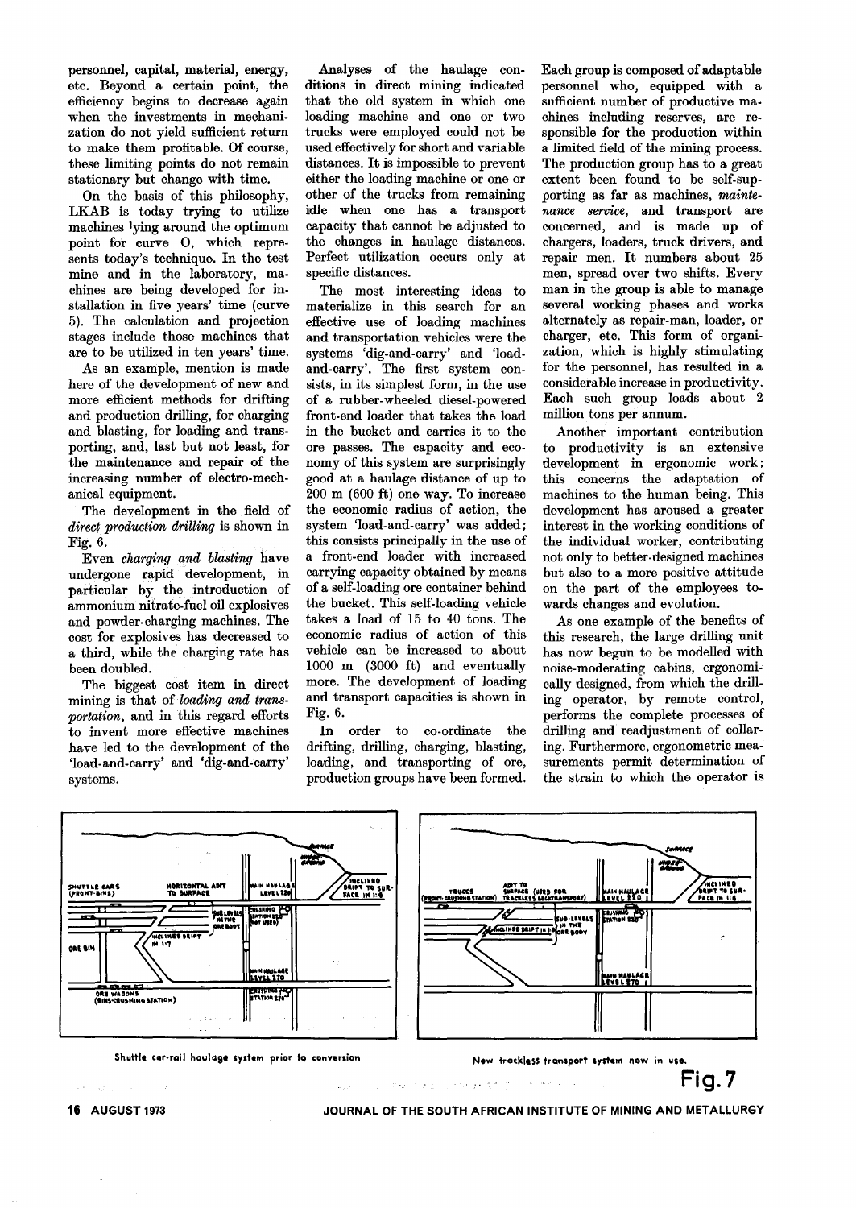personnel, capital, material, energy, etc. Beyond a certain point, the efficiency begins to decrease again when the investments in mechanization do not yield sufficient return to make them profitable. Of course, these limiting points do not remain stationary but change with time.

On the basis of this philosophy, LKAB is today trying to utilize machines lying around the optimum point for curve O, which represents today's technique. In the test mine and in the laboratory, machines are being developed for installation in five years' time (curve 5). The calculation and projection stages include those machines that are to be utilized in ten years' time.

As an example, mention is made here of the development of new and more efficient methods for drifting and production drilling, for charging and blasting, for loading and transporting, and, last but not least, for the maintenance and repair of the increasing number of electro-mechanical equipment.

The development in the field of *direct production drilling* is shown in Fig. 6.

Even *charging and blasting* have undergone rapid development, in particular by the introduction of ammonium nitrate-fuel oil explosives and powder-charging machines. The cost for explosives has decreased to a third, while the charging rate has been doubled.

The biggest cost item in direct mining is that of *loading and transportation*, and in this regard efforts to invent more effective machines have led to the development of the 'load-and-carry' and 'dig-and-carry' systems.

Analyses of the haulage conditions in direct mining indicated that the old system in which one loading machine and one or two trucks were employed could not be used effectively for short and variable distances. It is impossible to prevent either the loading machine or one or other of the trucks from remaining idle when one has a transport capacity that cannot be adjusted to the changes in haulage distances. Perfect utilization occurs only at specific distances.

The most interesting ideas to materialize in this search for an effective use of loading machines and transportation vehicles were the systems 'dig-and-carry' and 'load-and-carry'. The first system consists, in its simplest form, in the use of a rubber-wheeled diesel-powered front-end loader that takes the load in the bucket and carries it to the ore passes. The capacity and economy of this system are surprisingly good at a haulage distance of up to 200 m (600 ft) one way. To increase the economic radius of action, the system 'load-and-carry' was added; this consists principally in the use of a front-end loader with increased carrying capacity obtained by means of a self-loading ore container behind the bucket. This self-loading vehicle takes a load of 15 to 40 tons. The economic radius of action of this vehicle can be increased to about 1000 m (3000 ft) and eventually more. The development of loading and transport capacities is shown in Fig. 6.

In order to co-ordinate the drifting, drilling, charging, blasting, loading, and transporting of ore, production groups have been formed. Each group is composed of adaptable personnel who, equipped with a sufficient number of productive machines including reserves, are responsible for the production within a limited field of the mining process. The production group has to a great extent been found to be self-supporting as far as machines, *maintenance service*, and transport are concerned, and is made up of chargers, loaders, truck drivers, and repair men. It numbers about 25 men, spread over two shifts. Every man in the group is able to manage several working phases and works alternately as repair-man, loader, or charger, etc. This form of organization, which is highly stimulating for the personnel, has resulted in a considerable increase in productivity. Each such group loads about 2 million tons per annum.

Another important contribution to productivity is an extensive development in ergonomic work; this concerns the adaptation of machines to the human being. This development has aroused a greater interest in the working conditions of the individual worker, contributing not only to better-designed machines but also to a more positive attitude on the part of the employees towards changes and evolution.

As one example of the benefits of this research, the large drilling unit has now begun to be modelled with noise-moderating cabins, ergonomically designed, from which the drilling operator, by remote control, performs the complete processes of drilling and readjustment of collaring. Furthermore, ergonometric measurements permit determination of the strain to which the operator is

Shuttle car-rail haulage system prior to conversion

New trackless transport system now in use.

Fig.7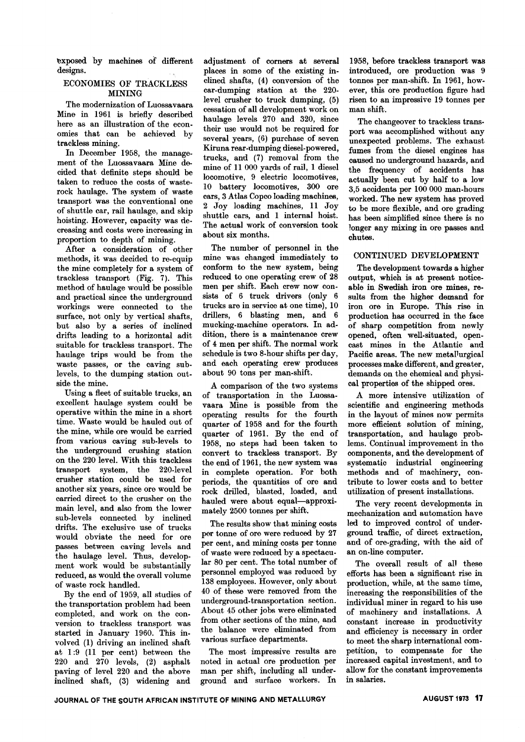exposed by machines of different designs.

## ECONOMIES OF TRACKLESS MINING

The modernization of Luossavaara Mine in 1961 is briefly described here as an illustration of the economies that can be achieved by trackless mining.

In December 1958, the management of the Luossavaara Mine decided that definite steps should be taken to reduce the costs of waste-rock haulage. The system of waste transport was the conventional one of shuttle car, rail haulage, and skip hoisting. However, capacity was decreasing and costs were increasing in proportion to depth of mining.

After a consideration of other methods, it was decided to re-equip the mine completely for a system of trackless transport (Fig. 7). This method of haulage would be possible and practical since the underground workings were connected to the surface, not only by vertical shafts, but also by a series of inclined drifts leading to a horizontal adit suitable for trackless transport. The haulage trips would be from the waste passes, or the caving sub-levels, to the dumping station outside the mine.

Using a fleet of suitable trucks, an excellent haulage system could be operative within the mine in a short time. Waste would be hauled out of the mine, while ore would be carried from various caving sub-levels to the underground crushing station on the 220 level. With this trackless transport system, the 220-level crusher station could be used for another six years, since ore would be carried direct to the crusher on the main level, and also from the lower sub-levels connected by inclined drifts. The exclusive use of trucks would obviate the need for ore passes between caving levels and the haulage level. Thus, development work would be substantially reduced, as would the overall volume of waste rock handled.

By the end of 1959, all studies of the transportation problem had been completed, and work on the conversion to trackless transport was started in January 1960. This involved (1) driving an inclined shaft at 1:9 (11 per cent) between the 220 and 270 levels, (2) asphalt paving of level 220 and the above inclined shaft, (3) widening and adjustment of corners at several places in some of the existing inclined shafts, (4) conversion of the car-dumping station at the 220-level crusher to truck dumping, (5) cessation of all development work on haulage levels 270 and 320, since their use would not be required for several years, (6) purchase of seven Kiruna rear-dumping diesel-powered, trucks, and (7) removal from the mine of 11 000 yards of rail, 1 diesel locomotive, 9 electric locomotives, 10 battery locomotives, 300 ore cars, 3 Atlas Copco loading machines, 2 Joy loading machines, 11 Joy shuttle cars, and 1 internal hoist. The actual work of conversion took about six months.

The number of personnel in the mine was changed immediately to conform to the new system, being reduced to one operating crew of 28 men per shift. Each crew now consists of 6 truck drivers (only 6 trucks are in service at one time), 10 drillers, 6 blasting men, and 6 mucking-machine operators. In addition, there is a maintenance crew of 4 men per shift. The normal work schedule is two 8-hour shifts per day, and each operating crew produces about 90 tons per man-shift.

A comparison of the two systems of transportation in the Luossavaara Mine is possible from the operating results for the fourth quarter of 1958 and for the fourth quarter of 1961. By the end of 1958, no steps had been taken to convert to trackless transport. By the end of 1961, the new system was in complete operation. For both periods, the quantities of ore and rock drilled, blasted, loaded, and hauled were about equal—approximately 2500 tonnes per shift.

The results show that mining costs per tonne of ore were reduced by 27 per cent, and mining costs per tonne of waste were reduced by a spectacular 80 per cent. The total number of personnel employed was reduced by 138 employees. However, only about 40 of these were removed from the underground-transportation section. About 45 other jobs were eliminated from other sections of the mine, and the balance were eliminated from various surface departments.

The most impressive results are noted in actual ore production per man per shift, including all underground and surface workers. In 1958, before trackless transport was introduced, ore production was 9 tonnes per man-shift. In 1961, however, this ore production figure had risen to an impressive 19 tonnes per man shift.

The changeover to trackless transport was accomplished without any unexpected problems. The exhaust fumes from the diesel engines has caused no underground hazards, and the frequency of accidents has actually been cut by half to a low 3,5 accidents per 100 000 man-hours worked. The new system has proved to be more flexible, and ore grading has been simplified since there is no longer any mixing in ore passes and chutes.

## CONTINUED DEVELOPMENT

The development towards a higher output, which is at present noticeable in Swedish iron ore mines, results from the higher demand for iron ore in Europe. This rise in production has occurred in the face of sharp competition from newly opened, often well-situated, opencast mines in the Atlantic and Pacific areas. The new metallurgical processes make different, and greater, demands on the chemical and physical properties of the shipped ores.

A more intensive utilization of scientific and engineering methods in the layout of mines now permits more efficient solution of mining, transportation, and haulage problems. Continual improvement in the components, and the development of systematic industrial engineering methods and of machinery, contribute to lower costs and to better utilization of present installations.

The very recent developments in mechanization and automation have led to improved control of underground traffic, of direct extraction, and of ore-grading, with the aid of an on-line computer.

The overall result of all these efforts has been a significant rise in production, while, at the same time, increasing the responsibilities of the individual miner in regard to his use of machinery and installations. A constant increase in productivity and efficiency is necessary in order to meet the sharp international competition, to compensate for the increased capital investment, and to allow for the constant improvements in salaries.